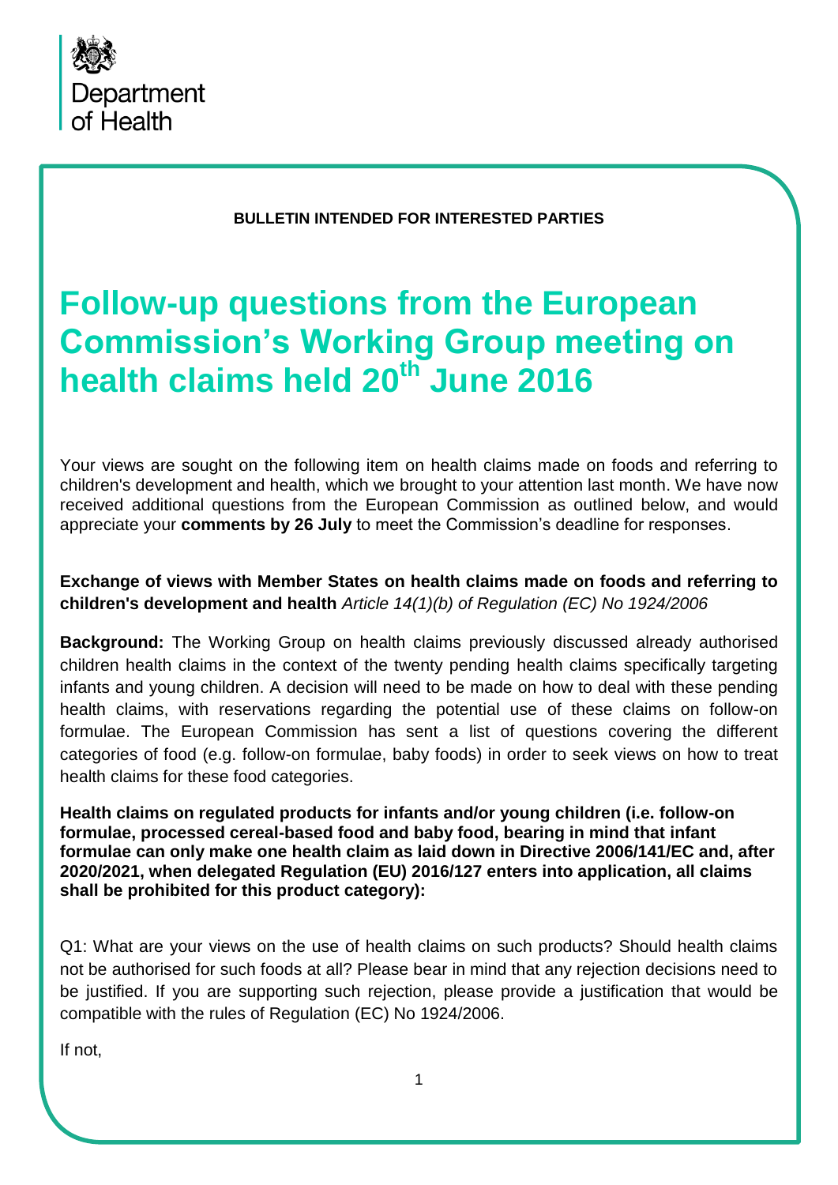Department of Health

**BULLETIN INTENDED FOR INTERESTED PARTIES**

# Follow-up questions from the European Commission's Working Group meeting on health claims held 20th June 2016

Your views are sought on the following item on health claims made on foods and referring to children's development and health, which we brought to your attention last month. We have now received additional questions from the European Commission as outlined below, and would appreciate your **comments by 26 July** to meet the Commission's deadline for responses.

**Exchange of views with Member States on health claims made on foods and referring to children's development and health** *Article 14(1)(b) of Regulation (EC) No 1924/2006*

**Background:** The Working Group on health claims previously discussed already authorised children health claims in the context of the twenty pending health claims specifically targeting infants and young children. A decision will need to be made on how to deal with these pending health claims, with reservations regarding the potential use of these claims on follow-on formulae. The European Commission has sent a list of questions covering the different categories of food (e.g. follow-on formulae, baby foods) in order to seek views on how to treat health claims for these food categories.

**Health claims on regulated products for infants and/or young children (i.e. follow-on formulae, processed cereal-based food and baby food, bearing in mind that infant formulae can only make one health claim as laid down in Directive 2006/141/EC and, after 2020/2021, when delegated Regulation (EU) 2016/127 enters into application, all claims shall be prohibited for this product category):**

Q1: What are your views on the use of health claims on such products? Should health claims not be authorised for such foods at all? Please bear in mind that any rejection decisions need to be justified. If you are supporting such rejection, please provide a justification that would be compatible with the rules of Regulation (EC) No 1924/2006.

If not,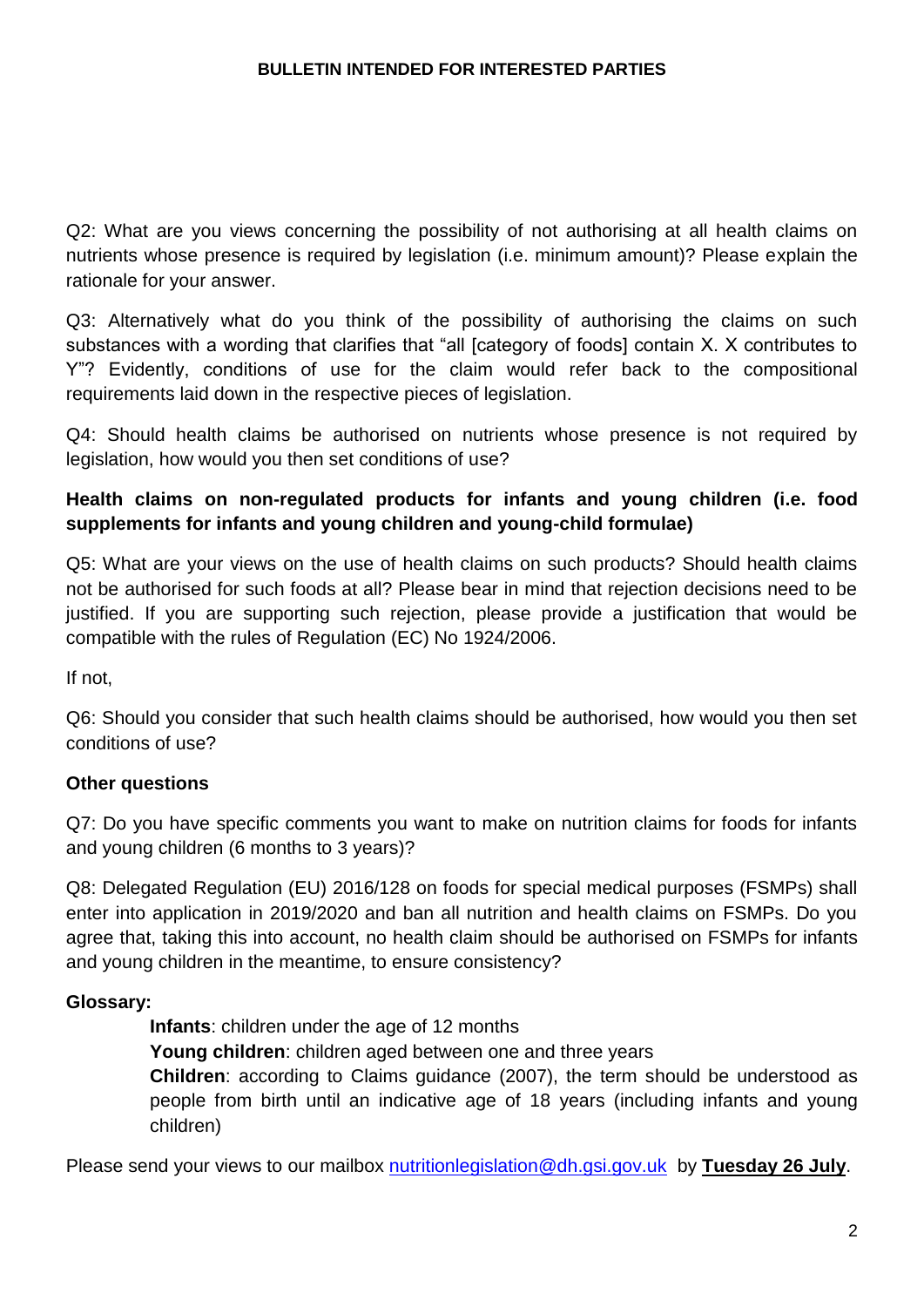Q2: What are you views concerning the possibility of not authorising at all health claims on nutrients whose presence is required by legislation (i.e. minimum amount)? Please explain the rationale for your answer.

Q3: Alternatively what do you think of the possibility of authorising the claims on such substances with a wording that clarifies that "all [category of foods] contain X. X contributes to Y"? Evidently, conditions of use for the claim would refer back to the compositional requirements laid down in the respective pieces of legislation.

Q4: Should health claims be authorised on nutrients whose presence is not required by legislation, how would you then set conditions of use?

**Health claims on non-regulated products for infants and young children (i.e. food supplements for infants and young children and young-child formulae)**

Q5: What are your views on the use of health claims on such products? Should health claims not be authorised for such foods at all? Please bear in mind that rejection decisions need to be justified. If you are supporting such rejection, please provide a justification that would be compatible with the rules of Regulation (EC) No 1924/2006.

If not,

Q6: Should you consider that such health claims should be authorised, how would you then set conditions of use?

**Other questions**

Q7: Do you have specific comments you want to make on nutrition claims for foods for infants and young children (6 months to 3 years)?

Q8: Delegated Regulation (EU) 2016/128 on foods for special medical purposes (FSMPs) shall enter into application in 2019/2020 and ban all nutrition and health claims on FSMPs. Do you agree that, taking this into account, no health claim should be authorised on FSMPs for infants and young children in the meantime, to ensure consistency?

**Glossary:**

**Infants**: children under the age of 12 months

**Young children**: children aged between one and three years

**Children**: according to Claims guidance (2007), the term should be understood as people from birth until an indicative age of 18 years (including infants and young children)

Please send your views to our mailbox nutritionlegislation@dh.gsi.gov.uk by **Tuesday 26 July**.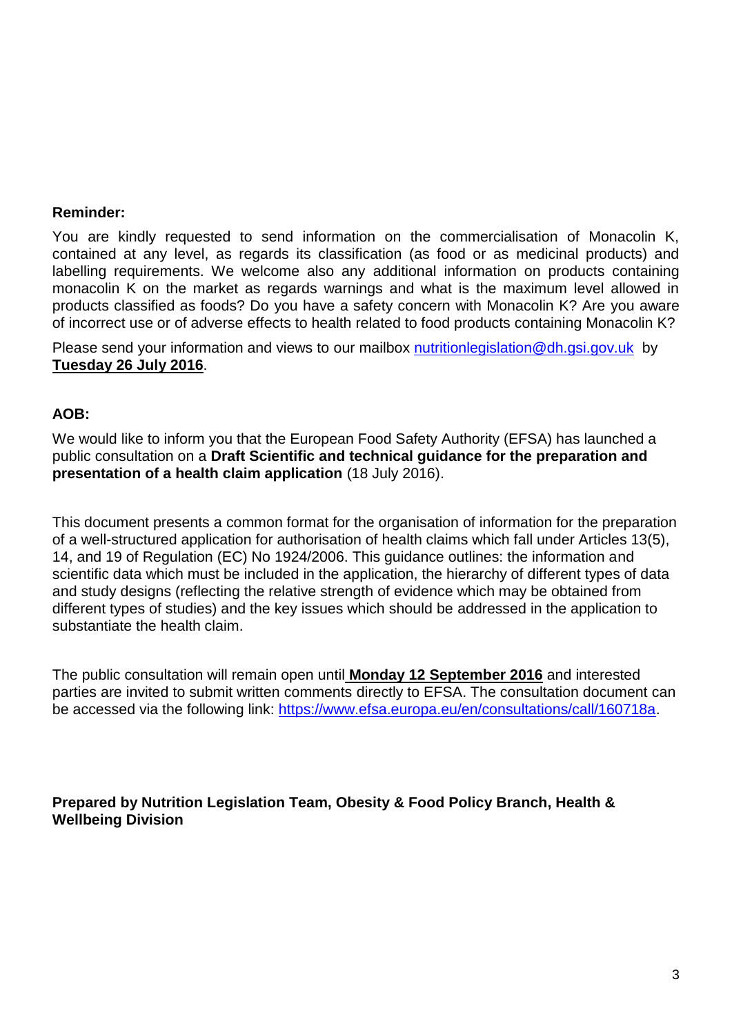**Reminder:**

You are kindly requested to send information on the commercialisation of Monacolin K, contained at any level, as regards its classification (as food or as medicinal products) and labelling requirements. We welcome also any additional information on products containing monacolin K on the market as regards warnings and what is the maximum level allowed in products classified as foods? Do you have a safety concern with Monacolin K? Are you aware of incorrect use or of adverse effects to health related to food products containing Monacolin K?

Please send your information and views to our mailbox nutritionlegislation@dh.gsi.gov.uk by **Tuesday 26 July 2016**.

**AOB:**

We would like to inform you that the European Food Safety Authority (EFSA) has launched a public consultation on a **Draft Scientific and technical guidance for the preparation and presentation of a health claim application** (18 July 2016).

This document presents a common format for the organisation of information for the preparation of a well-structured application for authorisation of health claims which fall under Articles 13(5), 14, and 19 of Regulation (EC) No 1924/2006. This guidance outlines: the information and scientific data which must be included in the application, the hierarchy of different types of data and study designs (reflecting the relative strength of evidence which may be obtained from different types of studies) and the key issues which should be addressed in the application to substantiate the health claim.

The public consultation will remain open until **Monday 12 September 2016** and interested parties are invited to submit written comments directly to EFSA. The consultation document can be accessed via the following link: https://www.efsa.europa.eu/en/consultations/call/160718a.

**Prepared by Nutrition Legislation Team, Obesity & Food Policy Branch, Health & Wellbeing Division**